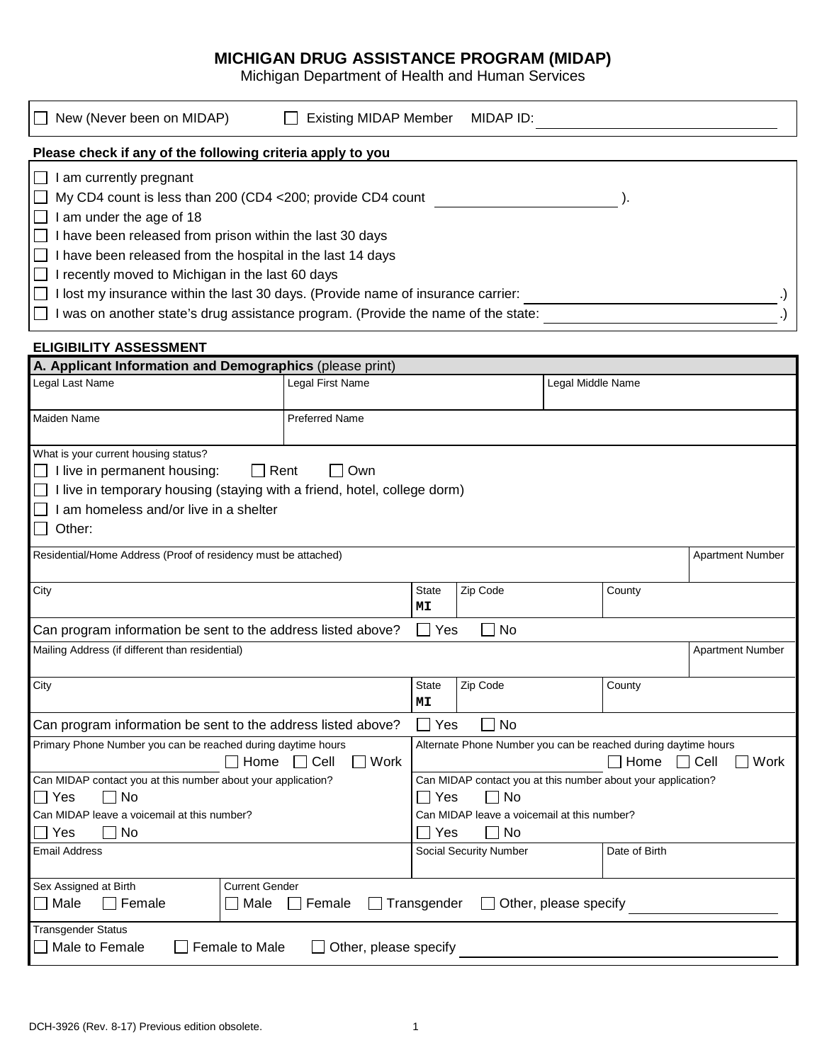# MICHIGAN DRUG ASSISTANCE PROGRAM (MIDAP)

Michigan Department of Health and Human Services

☐ New (Never been on MIDAP) ☐ Existing MIDAP Member MIDAP ID: ______________________

**Please check if any of the following criteria apply to you**

- ☐ I am currently pregnant
- ☐ My CD4 count is less than 200 (CD4 <200; provide CD4 count ______________).
- ☐ I am under the age of 18
- ☐ I have been released from prison within the last 30 days
- ☐ I have been released from the hospital in the last 14 days
- ☐ I recently moved to Michigan in the last 60 days
- ☐ I lost my insurance within the last 30 days. (Provide name of insurance carrier: ______________.)
- ☐ I was on another state's drug assistance program. (Provide the name of the state: ______________.)

**ELIGIBILITY ASSESSMENT**

**A. Applicant Information and Demographics** (please print)

| Legal Last Name | Legal First Name | Legal Middle Name |
|---|---|---|
| | | |

| Maiden Name | Preferred Name |
|---|---|
| | |

What is your current housing status?

- ☐ I live in permanent housing: ☐ Rent ☐ Own
- ☐ I live in temporary housing (staying with a friend, hotel, college dorm)
- ☐ I am homeless and/or live in a shelter
- ☐ Other:

| Residential/Home Address (Proof of residency must be attached) | | | Apartment Number |
|---|---|---|---|
| | | | |
| **City** | **State** MI | **Zip Code** | **County** |

Can program information be sent to the address listed above? ☐ Yes ☐ No

| Mailing Address (if different than residential) | | | Apartment Number |
|---|---|---|---|
| | | | |
| **City** | **State** MI | **Zip Code** | **County** |

Can program information be sent to the address listed above? ☐ Yes ☐ No

| Primary Phone Number you can be reached during daytime hours | Alternate Phone Number you can be reached during daytime hours |
|---|---|
| ______________ ☐ Home ☐ Cell ☐ Work | ______________ ☐ Home ☐ Cell ☐ Work |
| Can MIDAP contact you at this number about your application? ☐ Yes ☐ No | Can MIDAP contact you at this number about your application? ☐ Yes ☐ No |
| Can MIDAP leave a voicemail at this number? ☐ Yes ☐ No | Can MIDAP leave a voicemail at this number? ☐ Yes ☐ No |

| Email Address | Social Security Number | Date of Birth |
|---|---|---|
| | | |

| Sex Assigned at Birth | Current Gender |
|---|---|
| ☐ Male ☐ Female | ☐ Male ☐ Female ☐ Transgender ☐ Other, please specify ______________ |

Transgender Status

☐ Male to Female ☐ Female to Male ☐ Other, please specify ______________

DCH-3926 (Rev. 8-17) Previous edition obsolete.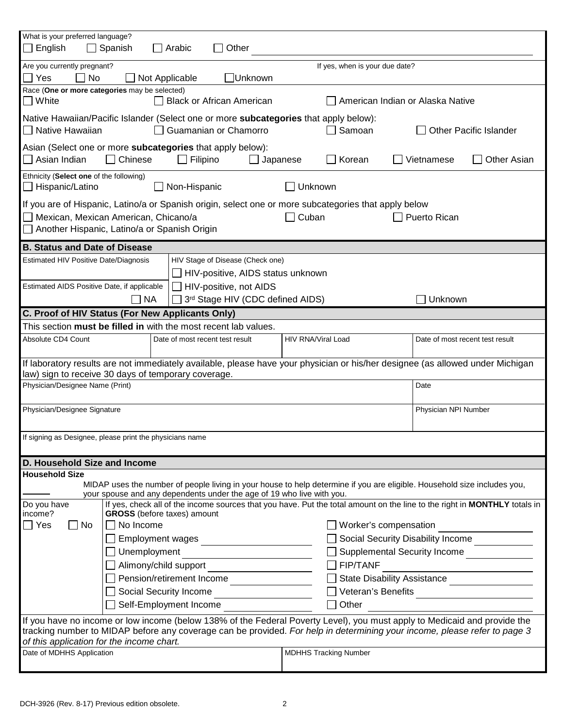What is your preferred language?

☐ English ☐ Spanish ☐ Arabic ☐ Other ____________________

Are you currently pregnant? ☐ Yes ☐ No ☐ Not Applicable ☐ Unknown

If yes, when is your due date?

Race (**One or more categories** may be selected)

☐ White ☐ Black or African American ☐ American Indian or Alaska Native

Native Hawaiian/Pacific Islander (Select one or more **subcategories** that apply below):

☐ Native Hawaiian ☐ Guamanian or Chamorro ☐ Samoan ☐ Other Pacific Islander

Asian (Select one or more **subcategories** that apply below):

☐ Asian Indian ☐ Chinese ☐ Filipino ☐ Japanese ☐ Korean ☐ Vietnamese ☐ Other Asian

Ethnicity (**Select one** of the following)

☐ Hispanic/Latino ☐ Non-Hispanic ☐ Unknown

If you are of Hispanic, Latino/a or Spanish origin, select one or more subcategories that apply below

☐ Mexican, Mexican American, Chicano/a ☐ Cuban ☐ Puerto Rican

☐ Another Hispanic, Latino/a or Spanish Origin

## B. Status and Date of Disease

| Estimated HIV Positive Date/Diagnosis | HIV Stage of Disease (Check one) |
|---|---|
| | ☐ HIV-positive, AIDS status unknown |
| Estimated AIDS Positive Date, if applicable | ☐ HIV-positive, not AIDS |
| ☐ NA | ☐ 3rd Stage HIV (CDC defined AIDS) ☐ Unknown |

## C. Proof of HIV Status (For New Applicants Only)

This section **must be filled in** with the most recent lab values.

| Absolute CD4 Count | Date of most recent test result | HIV RNA/Viral Load | Date of most recent test result |
|---|---|---|---|
| | | | |

If laboratory results are not immediately available, please have your physician or his/her designee (as allowed under Michigan law) sign to receive 30 days of temporary coverage.

| Physician/Designee Name (Print) | Date |
|---|---|
| Physician/Designee Signature | Physician NPI Number |

If signing as Designee, please print the physicians name

## D. Household Size and Income

**Household Size**

______ MIDAP uses the number of people living in your house to help determine if you are eligible. Household size includes you, your spouse and any dependents under the age of 19 who live with you.

Do you have income? ☐ Yes ☐ No

If yes, check all of the income sources that you have. Put the total amount on the line to the right in **MONTHLY** totals in **GROSS** (before taxes) amount

| | |
|---|---|
| ☐ No Income | ☐ Worker's compensation ____________ |
| ☐ Employment wages ____________ | ☐ Social Security Disability Income ____________ |
| ☐ Unemployment ____________ | ☐ Supplemental Security Income ____________ |
| ☐ Alimony/child support ____________ | ☐ FIP/TANF ____________ |
| ☐ Pension/retirement Income ____________ | ☐ State Disability Assistance ____________ |
| ☐ Social Security Income ____________ | ☐ Veteran's Benefits ____________ |
| ☐ Self-Employment Income ____________ | ☐ Other ____________ |

If you have no income or low income (below 138% of the Federal Poverty Level), you must apply to Medicaid and provide the tracking number to MIDAP before any coverage can be provided. *For help in determining your income, please refer to page 3 of this application for the income chart.*

| Date of MDHHS Application | MDHHS Tracking Number |
|---|---|
| | |

DCH-3926 (Rev. 8-17) Previous edition obsolete.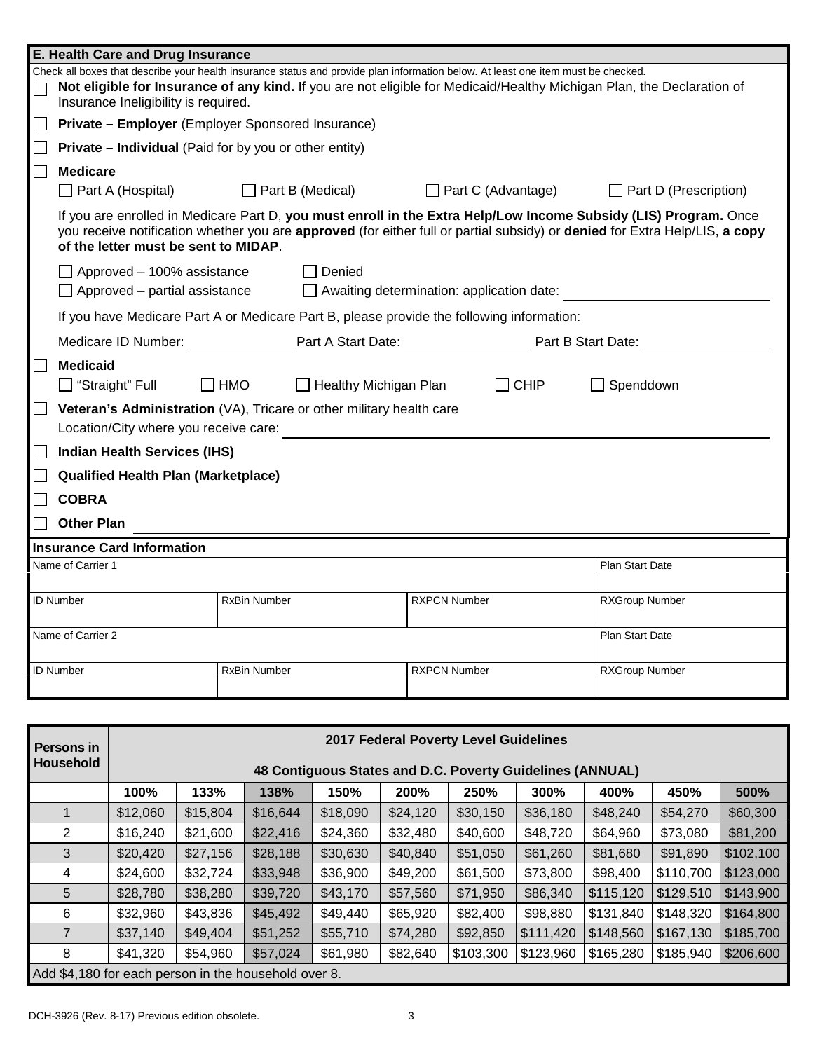## E. Health Care and Drug Insurance

Check all boxes that describe your health insurance status and provide plan information below. At least one item must be checked.

- ☐ **Not eligible for Insurance of any kind.** If you are not eligible for Medicaid/Healthy Michigan Plan, the Declaration of Insurance Ineligibility is required.
- ☐ **Private – Employer** (Employer Sponsored Insurance)
- ☐ **Private – Individual** (Paid for by you or other entity)
- ☐ **Medicare**
  - ☐ Part A (Hospital) ☐ Part B (Medical) ☐ Part C (Advantage) ☐ Part D (Prescription)

  If you are enrolled in Medicare Part D, **you must enroll in the Extra Help/Low Income Subsidy (LIS) Program.** Once you receive notification whether you are **approved** (for either full or partial subsidy) or **denied** for Extra Help/LIS, **a copy of the letter must be sent to MIDAP**.

  - ☐ Approved – 100% assistance ☐ Denied
  - ☐ Approved – partial assistance ☐ Awaiting determination: application date: ______________

  If you have Medicare Part A or Medicare Part B, please provide the following information:

  Medicare ID Number: ______________ Part A Start Date: ______________ Part B Start Date: ______________
- ☐ **Medicaid**
  - ☐ "Straight" Full ☐ HMO ☐ Healthy Michigan Plan ☐ CHIP ☐ Spenddown
- ☐ **Veteran's Administration** (VA), Tricare or other military health care

  Location/City where you receive care: ______________
- ☐ **Indian Health Services (IHS)**
- ☐ **Qualified Health Plan (Marketplace)**
- ☐ **COBRA**
- ☐ **Other Plan** ______________

### Insurance Card Information

| Name of Carrier 1 | | | Plan Start Date |
|---|---|---|---|
| | | | |
| ID Number | RxBin Number | RXPCN Number | RXGroup Number |
| | | | |
| Name of Carrier 2 | | | Plan Start Date |
| | | | |
| ID Number | RxBin Number | RXPCN Number | RXGroup Number |
| | | | |

| Persons in Household | 2017 Federal Poverty Level Guidelines — 48 Contiguous States and D.C. Poverty Guidelines (ANNUAL) | | | | | | | | | |
|---|---|---|---|---|---|---|---|---|---|---|
| | 100% | 133% | 138% | 150% | 200% | 250% | 300% | 400% | 450% | 500% |
| 1 | $12,060 | $15,804 | $16,644 | $18,090 | $24,120 | $30,150 | $36,180 | $48,240 | $54,270 | $60,300 |
| 2 | $16,240 | $21,600 | $22,416 | $24,360 | $32,480 | $40,600 | $48,720 | $64,960 | $73,080 | $81,200 |
| 3 | $20,420 | $27,156 | $28,188 | $30,630 | $40,840 | $51,050 | $61,260 | $81,680 | $91,890 | $102,100 |
| 4 | $24,600 | $32,724 | $33,948 | $36,900 | $49,200 | $61,500 | $73,800 | $98,400 | $110,700 | $123,000 |
| 5 | $28,780 | $38,280 | $39,720 | $43,170 | $57,560 | $71,950 | $86,340 | $115,120 | $129,510 | $143,900 |
| 6 | $32,960 | $43,836 | $45,492 | $49,440 | $65,920 | $82,400 | $98,880 | $131,840 | $148,320 | $164,800 |
| 7 | $37,140 | $49,404 | $51,252 | $55,710 | $74,280 | $92,850 | $111,420 | $148,560 | $167,130 | $185,700 |
| 8 | $41,320 | $54,960 | $57,024 | $61,980 | $82,640 | $103,300 | $123,960 | $165,280 | $185,940 | $206,600 |

Add $4,180 for each person in the household over 8.

DCH-3926 (Rev. 8-17) Previous edition obsolete.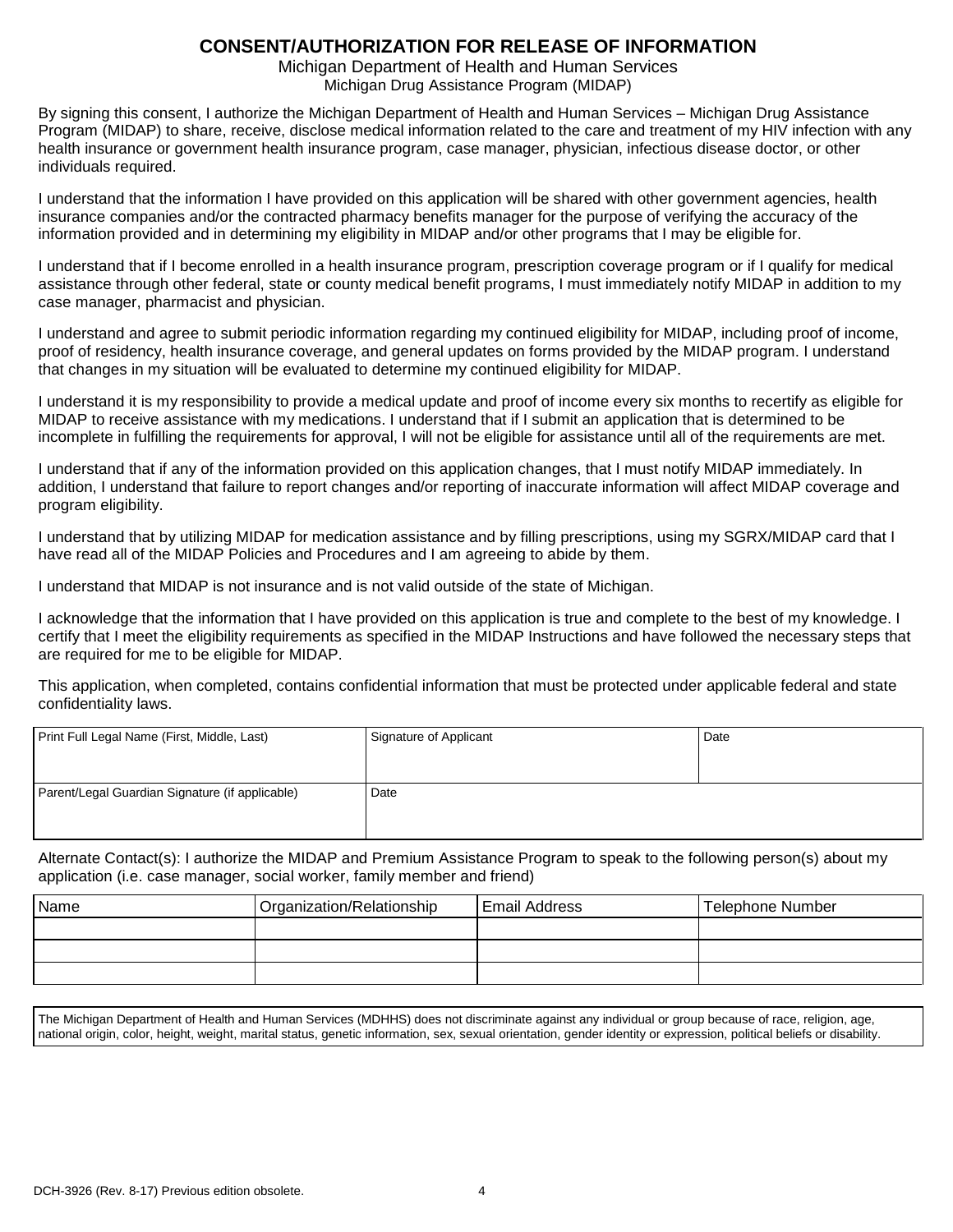# CONSENT/AUTHORIZATION FOR RELEASE OF INFORMATION

Michigan Department of Health and Human Services
Michigan Drug Assistance Program (MIDAP)

By signing this consent, I authorize the Michigan Department of Health and Human Services – Michigan Drug Assistance Program (MIDAP) to share, receive, disclose medical information related to the care and treatment of my HIV infection with any health insurance or government health insurance program, case manager, physician, infectious disease doctor, or other individuals required.

I understand that the information I have provided on this application will be shared with other government agencies, health insurance companies and/or the contracted pharmacy benefits manager for the purpose of verifying the accuracy of the information provided and in determining my eligibility in MIDAP and/or other programs that I may be eligible for.

I understand that if I become enrolled in a health insurance program, prescription coverage program or if I qualify for medical assistance through other federal, state or county medical benefit programs, I must immediately notify MIDAP in addition to my case manager, pharmacist and physician.

I understand and agree to submit periodic information regarding my continued eligibility for MIDAP, including proof of income, proof of residency, health insurance coverage, and general updates on forms provided by the MIDAP program. I understand that changes in my situation will be evaluated to determine my continued eligibility for MIDAP.

I understand it is my responsibility to provide a medical update and proof of income every six months to recertify as eligible for MIDAP to receive assistance with my medications. I understand that if I submit an application that is determined to be incomplete in fulfilling the requirements for approval, I will not be eligible for assistance until all of the requirements are met.

I understand that if any of the information provided on this application changes, that I must notify MIDAP immediately. In addition, I understand that failure to report changes and/or reporting of inaccurate information will affect MIDAP coverage and program eligibility.

I understand that by utilizing MIDAP for medication assistance and by filling prescriptions, using my SGRX/MIDAP card that I have read all of the MIDAP Policies and Procedures and I am agreeing to abide by them.

I understand that MIDAP is not insurance and is not valid outside of the state of Michigan.

I acknowledge that the information that I have provided on this application is true and complete to the best of my knowledge. I certify that I meet the eligibility requirements as specified in the MIDAP Instructions and have followed the necessary steps that are required for me to be eligible for MIDAP.

This application, when completed, contains confidential information that must be protected under applicable federal and state confidentiality laws.

| Print Full Legal Name (First, Middle, Last) | Signature of Applicant | Date |
|---|---|---|
| Parent/Legal Guardian Signature (if applicable) | Date | |

Alternate Contact(s): I authorize the MIDAP and Premium Assistance Program to speak to the following person(s) about my application (i.e. case manager, social worker, family member and friend)

| Name | Organization/Relationship | Email Address | Telephone Number |
|---|---|---|---|
| | | | |
| | | | |
| | | | |

The Michigan Department of Health and Human Services (MDHHS) does not discriminate against any individual or group because of race, religion, age, national origin, color, height, weight, marital status, genetic information, sex, sexual orientation, gender identity or expression, political beliefs or disability.

DCH-3926 (Rev. 8-17) Previous edition obsolete.